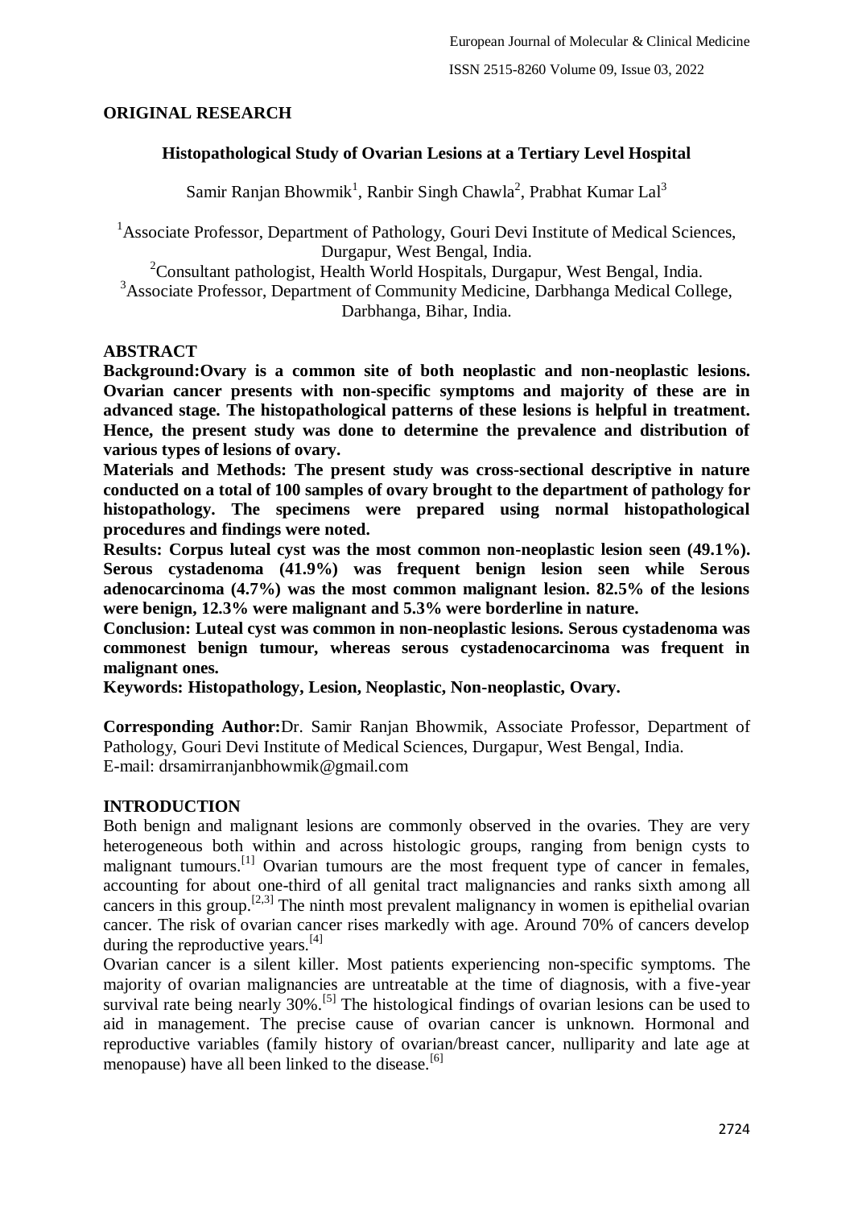**ORIGINAL RESEARCH**

# Histopathological Study of Ovarian Lesions at a Tertiary Level Hospital

Samir Ranjan Bhowmik[1], Ranbir Singh Chawla[2], Prabhat Kumar Lal[3]

[1]Associate Professor, Department of Pathology, Gouri Devi Institute of Medical Sciences, Durgapur, West Bengal, India.
[2]Consultant pathologist, Health World Hospitals, Durgapur, West Bengal, India.
[3]Associate Professor, Department of Community Medicine, Darbhanga Medical College, Darbhanga, Bihar, India.

## ABSTRACT

**Background:Ovary is a common site of both neoplastic and non-neoplastic lesions. Ovarian cancer presents with non-specific symptoms and majority of these are in advanced stage. The histopathological patterns of these lesions is helpful in treatment. Hence, the present study was done to determine the prevalence and distribution of various types of lesions of ovary.**

**Materials and Methods: The present study was cross-sectional descriptive in nature conducted on a total of 100 samples of ovary brought to the department of pathology for histopathology. The specimens were prepared using normal histopathological procedures and findings were noted.**

**Results: Corpus luteal cyst was the most common non-neoplastic lesion seen (49.1%). Serous cystadenoma (41.9%) was frequent benign lesion seen while Serous adenocarcinoma (4.7%) was the most common malignant lesion. 82.5% of the lesions were benign, 12.3% were malignant and 5.3% were borderline in nature.**

**Conclusion: Luteal cyst was common in non-neoplastic lesions. Serous cystadenoma was commonest benign tumour, whereas serous cystadenocarcinoma was frequent in malignant ones.**

**Keywords: Histopathology, Lesion, Neoplastic, Non-neoplastic, Ovary.**

**Corresponding Author:**Dr. Samir Ranjan Bhowmik, Associate Professor, Department of Pathology, Gouri Devi Institute of Medical Sciences, Durgapur, West Bengal, India.
E-mail: drsamirranjanbhowmik@gmail.com

## INTRODUCTION

Both benign and malignant lesions are commonly observed in the ovaries. They are very heterogeneous both within and across histologic groups, ranging from benign cysts to malignant tumours.[1] Ovarian tumours are the most frequent type of cancer in females, accounting for about one-third of all genital tract malignancies and ranks sixth among all cancers in this group.[2,3] The ninth most prevalent malignancy in women is epithelial ovarian cancer. The risk of ovarian cancer rises markedly with age. Around 70% of cancers develop during the reproductive years.[4]

Ovarian cancer is a silent killer. Most patients experiencing non-specific symptoms. The majority of ovarian malignancies are untreatable at the time of diagnosis, with a five-year survival rate being nearly 30%.[5] The histological findings of ovarian lesions can be used to aid in management. The precise cause of ovarian cancer is unknown. Hormonal and reproductive variables (family history of ovarian/breast cancer, nulliparity and late age at menopause) have all been linked to the disease.[6]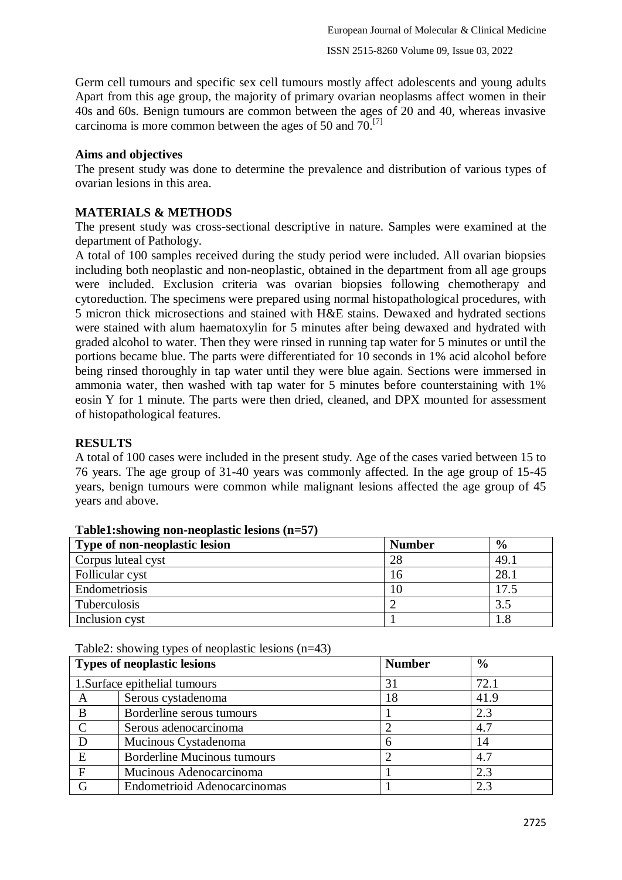Germ cell tumours and specific sex cell tumours mostly affect adolescents and young adults Apart from this age group, the majority of primary ovarian neoplasms affect women in their 40s and 60s. Benign tumours are common between the ages of 20 and 40, whereas invasive carcinoma is more common between the ages of 50 and 70.[7]

**Aims and objectives**

The present study was done to determine the prevalence and distribution of various types of ovarian lesions in this area.

## MATERIALS & METHODS

The present study was cross-sectional descriptive in nature. Samples were examined at the department of Pathology.

A total of 100 samples received during the study period were included. All ovarian biopsies including both neoplastic and non-neoplastic, obtained in the department from all age groups were included. Exclusion criteria was ovarian biopsies following chemotherapy and cytoreduction. The specimens were prepared using normal histopathological procedures, with 5 micron thick microsections and stained with H&E stains. Dewaxed and hydrated sections were stained with alum haematoxylin for 5 minutes after being dewaxed and hydrated with graded alcohol to water. Then they were rinsed in running tap water for 5 minutes or until the portions became blue. The parts were differentiated for 10 seconds in 1% acid alcohol before being rinsed thoroughly in tap water until they were blue again. Sections were immersed in ammonia water, then washed with tap water for 5 minutes before counterstaining with 1% eosin Y for 1 minute. The parts were then dried, cleaned, and DPX mounted for assessment of histopathological features.

## RESULTS

A total of 100 cases were included in the present study. Age of the cases varied between 15 to 76 years. The age group of 31-40 years was commonly affected. In the age group of 15-45 years, benign tumours were common while malignant lesions affected the age group of 45 years and above.

**Table1:showing non-neoplastic lesions (n=57)**

| Type of non-neoplastic lesion | Number | % |
|---|---|---|
| Corpus luteal cyst | 28 | 49.1 |
| Follicular cyst | 16 | 28.1 |
| Endometriosis | 10 | 17.5 |
| Tuberculosis | 2 | 3.5 |
| Inclusion cyst | 1 | 1.8 |

Table2: showing types of neoplastic lesions (n=43)

| Types of neoplastic lesions | | Number | % |
|---|---|---|---|
| 1.Surface epithelial tumours | | 31 | 72.1 |
| A | Serous cystadenoma | 18 | 41.9 |
| B | Borderline serous tumours | 1 | 2.3 |
| C | Serous adenocarcinoma | 2 | 4.7 |
| D | Mucinous Cystadenoma | 6 | 14 |
| E | Borderline Mucinous tumours | 2 | 4.7 |
| F | Mucinous Adenocarcinoma | 1 | 2.3 |
| G | Endometrioid Adenocarcinomas | 1 | 2.3 |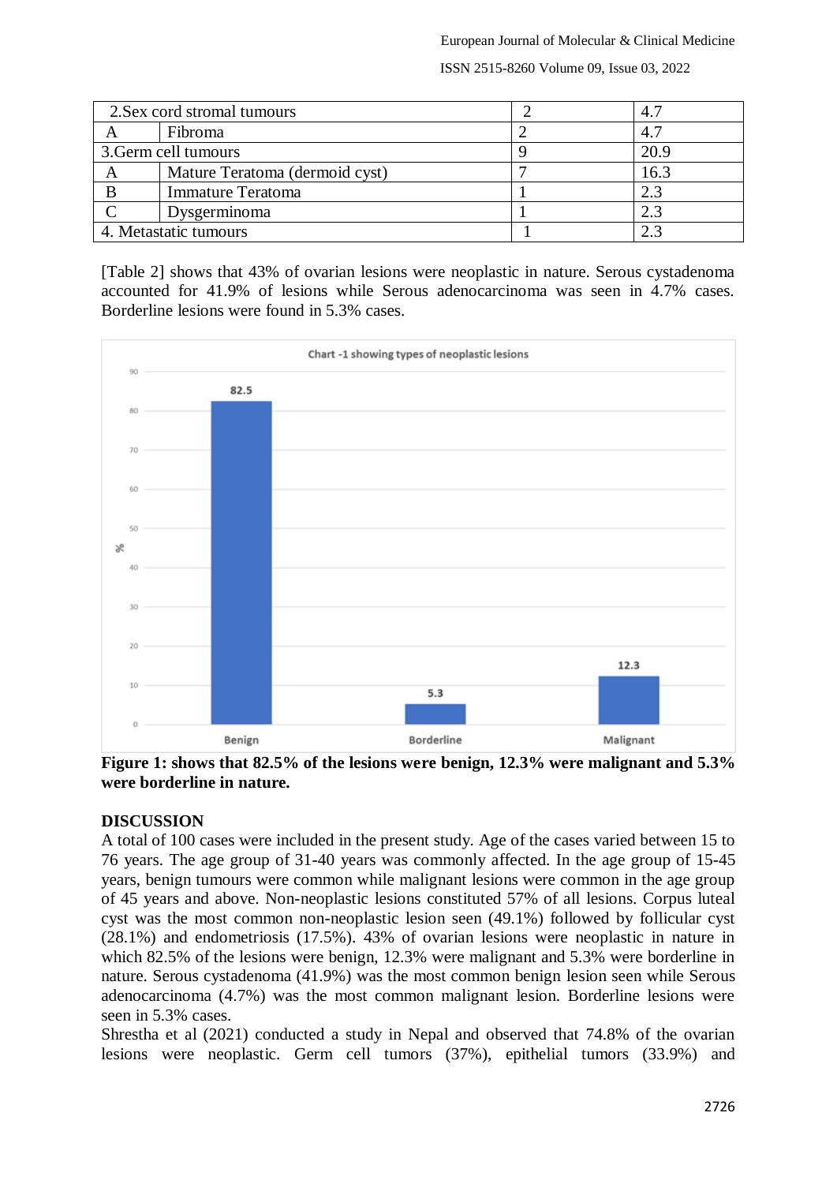| | | | |
|---|---|---|---|
| 2.Sex cord stromal tumours | | 2 | 4.7 |
| A | Fibroma | 2 | 4.7 |
| 3.Germ cell tumours | | 9 | 20.9 |
| A | Mature Teratoma (dermoid cyst) | 7 | 16.3 |
| B | Immature Teratoma | 1 | 2.3 |
| C | Dysgerminoma | 1 | 2.3 |
| 4. Metastatic tumours | | 1 | 2.3 |

[Table 2] shows that 43% of ovarian lesions were neoplastic in nature. Serous cystadenoma accounted for 41.9% of lesions while Serous adenocarcinoma was seen in 4.7% cases. Borderline lesions were found in 5.3% cases.

Chart -1 showing types of neoplastic lesions

| | % |
|---|---|
| Benign | 82.5 |
| Borderline | 5.3 |
| Malignant | 12.3 |

**Figure 1: shows that 82.5% of the lesions were benign, 12.3% were malignant and 5.3% were borderline in nature.**

## DISCUSSION

A total of 100 cases were included in the present study. Age of the cases varied between 15 to 76 years. The age group of 31-40 years was commonly affected. In the age group of 15-45 years, benign tumours were common while malignant lesions were common in the age group of 45 years and above. Non-neoplastic lesions constituted 57% of all lesions. Corpus luteal cyst was the most common non-neoplastic lesion seen (49.1%) followed by follicular cyst (28.1%) and endometriosis (17.5%). 43% of ovarian lesions were neoplastic in nature in which 82.5% of the lesions were benign, 12.3% were malignant and 5.3% were borderline in nature. Serous cystadenoma (41.9%) was the most common benign lesion seen while Serous adenocarcinoma (4.7%) was the most common malignant lesion. Borderline lesions were seen in 5.3% cases.

Shrestha et al (2021) conducted a study in Nepal and observed that 74.8% of the ovarian lesions were neoplastic. Germ cell tumors (37%), epithelial tumors (33.9%) and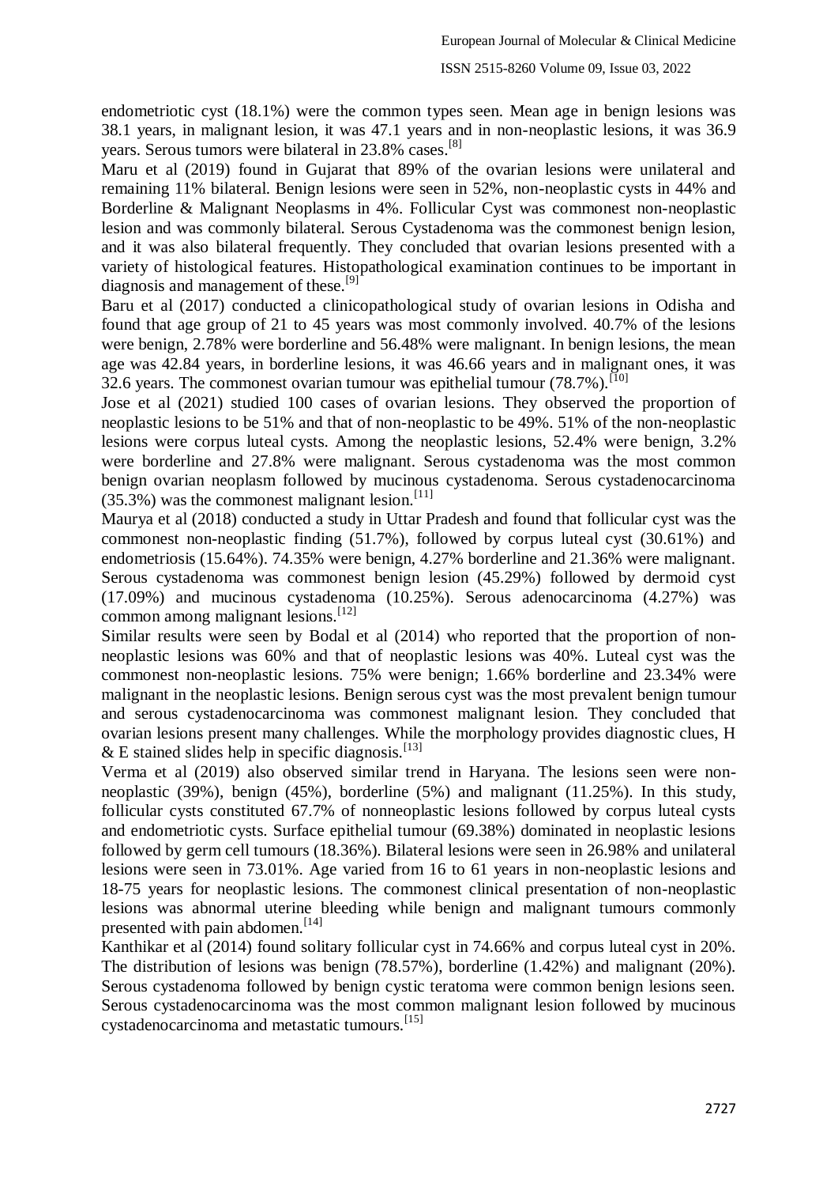endometriotic cyst (18.1%) were the common types seen. Mean age in benign lesions was 38.1 years, in malignant lesion, it was 47.1 years and in non-neoplastic lesions, it was 36.9 years. Serous tumors were bilateral in 23.8% cases.[8]

Maru et al (2019) found in Gujarat that 89% of the ovarian lesions were unilateral and remaining 11% bilateral. Benign lesions were seen in 52%, non-neoplastic cysts in 44% and Borderline & Malignant Neoplasms in 4%. Follicular Cyst was commonest non-neoplastic lesion and was commonly bilateral. Serous Cystadenoma was the commonest benign lesion, and it was also bilateral frequently. They concluded that ovarian lesions presented with a variety of histological features. Histopathological examination continues to be important in diagnosis and management of these.[9]

Baru et al (2017) conducted a clinicopathological study of ovarian lesions in Odisha and found that age group of 21 to 45 years was most commonly involved. 40.7% of the lesions were benign, 2.78% were borderline and 56.48% were malignant. In benign lesions, the mean age was 42.84 years, in borderline lesions, it was 46.66 years and in malignant ones, it was 32.6 years. The commonest ovarian tumour was epithelial tumour (78.7%).[10]

Jose et al (2021) studied 100 cases of ovarian lesions. They observed the proportion of neoplastic lesions to be 51% and that of non-neoplastic to be 49%. 51% of the non-neoplastic lesions were corpus luteal cysts. Among the neoplastic lesions, 52.4% were benign, 3.2% were borderline and 27.8% were malignant. Serous cystadenoma was the most common benign ovarian neoplasm followed by mucinous cystadenoma. Serous cystadenocarcinoma (35.3%) was the commonest malignant lesion.[11]

Maurya et al (2018) conducted a study in Uttar Pradesh and found that follicular cyst was the commonest non-neoplastic finding (51.7%), followed by corpus luteal cyst (30.61%) and endometriosis (15.64%). 74.35% were benign, 4.27% borderline and 21.36% were malignant. Serous cystadenoma was commonest benign lesion (45.29%) followed by dermoid cyst (17.09%) and mucinous cystadenoma (10.25%). Serous adenocarcinoma (4.27%) was common among malignant lesions.[12]

Similar results were seen by Bodal et al (2014) who reported that the proportion of non-neoplastic lesions was 60% and that of neoplastic lesions was 40%. Luteal cyst was the commonest non-neoplastic lesions. 75% were benign; 1.66% borderline and 23.34% were malignant in the neoplastic lesions. Benign serous cyst was the most prevalent benign tumour and serous cystadenocarcinoma was commonest malignant lesion. They concluded that ovarian lesions present many challenges. While the morphology provides diagnostic clues, H & E stained slides help in specific diagnosis.[13]

Verma et al (2019) also observed similar trend in Haryana. The lesions seen were non-neoplastic (39%), benign (45%), borderline (5%) and malignant (11.25%). In this study, follicular cysts constituted 67.7% of nonneoplastic lesions followed by corpus luteal cysts and endometriotic cysts. Surface epithelial tumour (69.38%) dominated in neoplastic lesions followed by germ cell tumours (18.36%). Bilateral lesions were seen in 26.98% and unilateral lesions were seen in 73.01%. Age varied from 16 to 61 years in non-neoplastic lesions and 18-75 years for neoplastic lesions. The commonest clinical presentation of non-neoplastic lesions was abnormal uterine bleeding while benign and malignant tumours commonly presented with pain abdomen.[14]

Kanthikar et al (2014) found solitary follicular cyst in 74.66% and corpus luteal cyst in 20%. The distribution of lesions was benign (78.57%), borderline (1.42%) and malignant (20%). Serous cystadenoma followed by benign cystic teratoma were common benign lesions seen. Serous cystadenocarcinoma was the most common malignant lesion followed by mucinous cystadenocarcinoma and metastatic tumours.[15]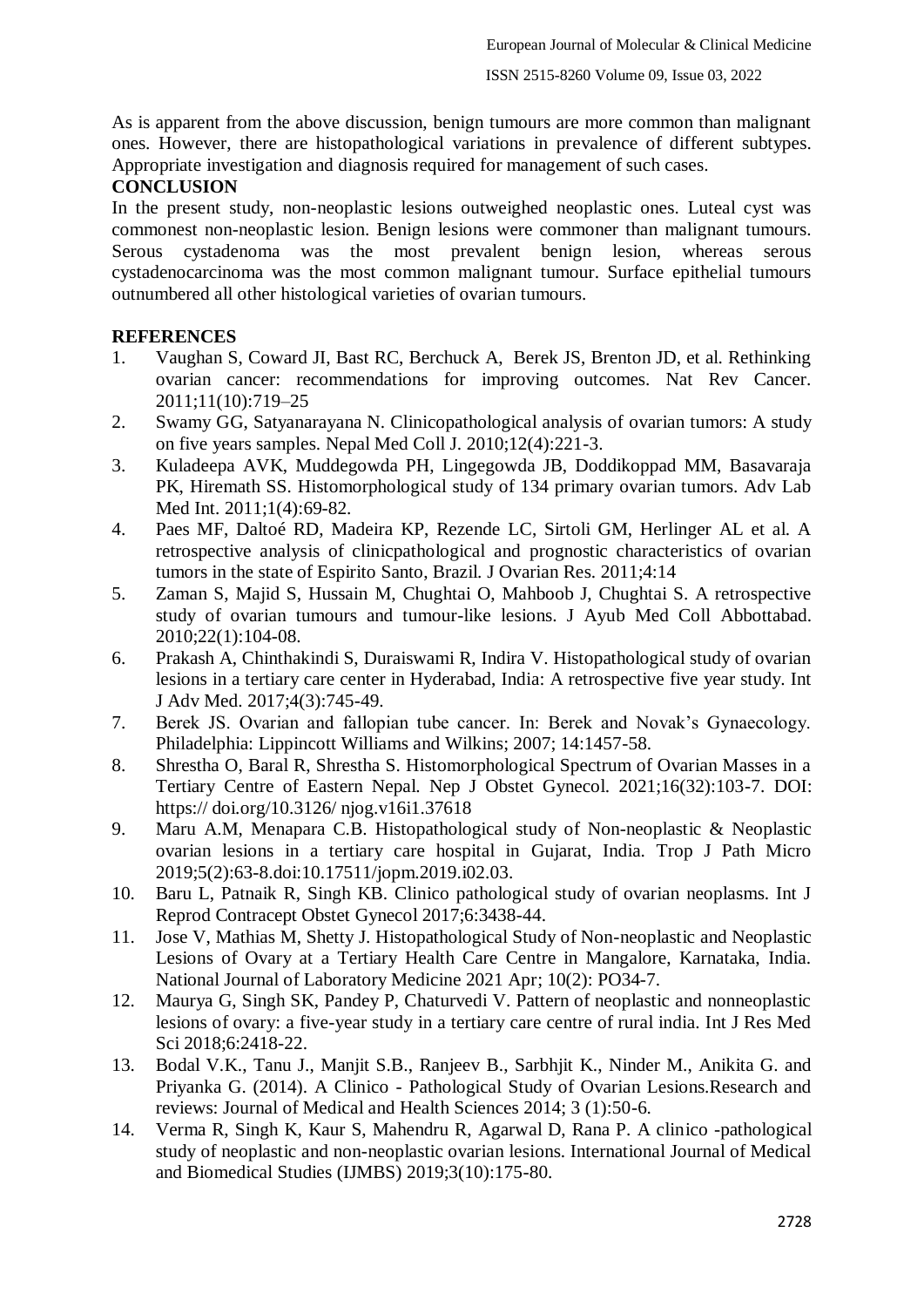As is apparent from the above discussion, benign tumours are more common than malignant ones. However, there are histopathological variations in prevalence of different subtypes. Appropriate investigation and diagnosis required for management of such cases.

## CONCLUSION

In the present study, non-neoplastic lesions outweighed neoplastic ones. Luteal cyst was commonest non-neoplastic lesion. Benign lesions were commoner than malignant tumours. Serous cystadenoma was the most prevalent benign lesion, whereas serous cystadenocarcinoma was the most common malignant tumour. Surface epithelial tumours outnumbered all other histological varieties of ovarian tumours.

## REFERENCES

1. Vaughan S, Coward JI, Bast RC, Berchuck A, Berek JS, Brenton JD, et al. Rethinking ovarian cancer: recommendations for improving outcomes. Nat Rev Cancer. 2011;11(10):719–25
2. Swamy GG, Satyanarayana N. Clinicopathological analysis of ovarian tumors: A study on five years samples. Nepal Med Coll J. 2010;12(4):221-3.
3. Kuladeepa AVK, Muddegowda PH, Lingegowda JB, Doddikoppad MM, Basavaraja PK, Hiremath SS. Histomorphological study of 134 primary ovarian tumors. Adv Lab Med Int. 2011;1(4):69-82.
4. Paes MF, Daltoé RD, Madeira KP, Rezende LC, Sirtoli GM, Herlinger AL et al. A retrospective analysis of clinicpathological and prognostic characteristics of ovarian tumors in the state of Espirito Santo, Brazil. J Ovarian Res. 2011;4:14
5. Zaman S, Majid S, Hussain M, Chughtai O, Mahboob J, Chughtai S. A retrospective study of ovarian tumours and tumour-like lesions. J Ayub Med Coll Abbottabad. 2010;22(1):104-08.
6. Prakash A, Chinthakindi S, Duraiswami R, Indira V. Histopathological study of ovarian lesions in a tertiary care center in Hyderabad, India: A retrospective five year study. Int J Adv Med. 2017;4(3):745-49.
7. Berek JS. Ovarian and fallopian tube cancer. In: Berek and Novak's Gynaecology. Philadelphia: Lippincott Williams and Wilkins; 2007; 14:1457-58.
8. Shrestha O, Baral R, Shrestha S. Histomorphological Spectrum of Ovarian Masses in a Tertiary Centre of Eastern Nepal. Nep J Obstet Gynecol. 2021;16(32):103-7. DOI: https:// doi.org/10.3126/ njog.v16i1.37618
9. Maru A.M, Menapara C.B. Histopathological study of Non-neoplastic & Neoplastic ovarian lesions in a tertiary care hospital in Gujarat, India. Trop J Path Micro 2019;5(2):63-8.doi:10.17511/jopm.2019.i02.03.
10. Baru L, Patnaik R, Singh KB. Clinico pathological study of ovarian neoplasms. Int J Reprod Contracept Obstet Gynecol 2017;6:3438-44.
11. Jose V, Mathias M, Shetty J. Histopathological Study of Non-neoplastic and Neoplastic Lesions of Ovary at a Tertiary Health Care Centre in Mangalore, Karnataka, India. National Journal of Laboratory Medicine 2021 Apr; 10(2): PO34-7.
12. Maurya G, Singh SK, Pandey P, Chaturvedi V. Pattern of neoplastic and nonneoplastic lesions of ovary: a five-year study in a tertiary care centre of rural india. Int J Res Med Sci 2018;6:2418-22.
13. Bodal V.K., Tanu J., Manjit S.B., Ranjeev B., Sarbhjit K., Ninder M., Anikita G. and Priyanka G. (2014). A Clinico - Pathological Study of Ovarian Lesions.Research and reviews: Journal of Medical and Health Sciences 2014; 3 (1):50-6.
14. Verma R, Singh K, Kaur S, Mahendru R, Agarwal D, Rana P. A clinico -pathological study of neoplastic and non-neoplastic ovarian lesions. International Journal of Medical and Biomedical Studies (IJMBS) 2019;3(10):175-80.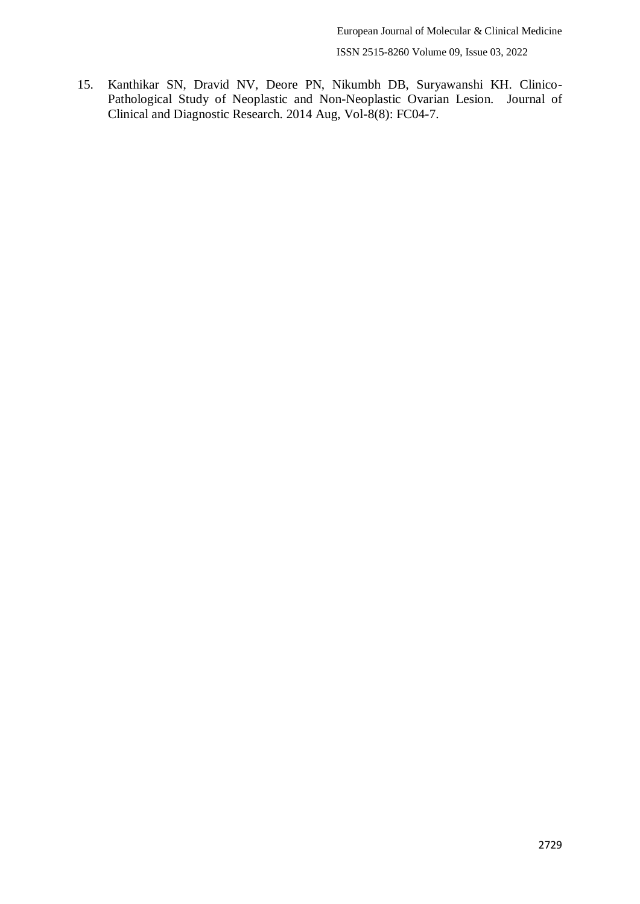15. Kanthikar SN, Dravid NV, Deore PN, Nikumbh DB, Suryawanshi KH. Clinico-Pathological Study of Neoplastic and Non-Neoplastic Ovarian Lesion. Journal of Clinical and Diagnostic Research. 2014 Aug, Vol-8(8): FC04-7.